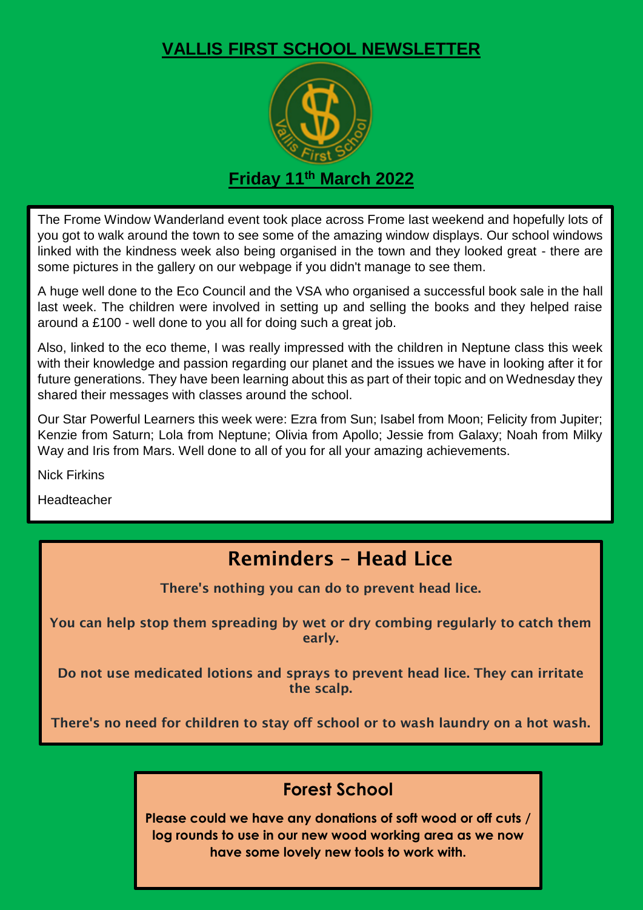# VALLIS FIRST SCHOOL NEWSLETTER

## Friday 11th March 2022

The Frome Window Wanderland event took place across Frome last weekend and hopefully lots of you got to walk around the town to see some of the amazing window displays. Our school windows linked with the kindness week also being organised in the town and they looked great - there are some pictures in the gallery on our webpage if you didn't manage to see them.

A huge well done to the Eco Council and the VSA who organised a successful book sale in the hall last week. The children were involved in setting up and selling the books and they helped raise around a £100 - well done to you all for doing such a great job.

Also, linked to the eco theme, I was really impressed with the children in Neptune class this week with their knowledge and passion regarding our planet and the issues we have in looking after it for future generations. They have been learning about this as part of their topic and on Wednesday they shared their messages with classes around the school.

Our Star Powerful Learners this week were: Ezra from Sun; Isabel from Moon; Felicity from Jupiter; Kenzie from Saturn; Lola from Neptune; Olivia from Apollo; Jessie from Galaxy; Noah from Milky Way and Iris from Mars. Well done to all of you for all your amazing achievements.

Nick Firkins

Headteacher

## Reminders – Head Lice

**There's nothing you can do to prevent head lice.**

**You can help stop them spreading by wet or dry combing regularly to catch them early.**

**Do not use medicated lotions and sprays to prevent head lice. They can irritate the scalp.**

**There's no need for children to stay off school or to wash laundry on a hot wash.**

## Forest School

**Please could we have any donations of soft wood or off cuts / log rounds to use in our new wood working area as we now have some lovely new tools to work with.**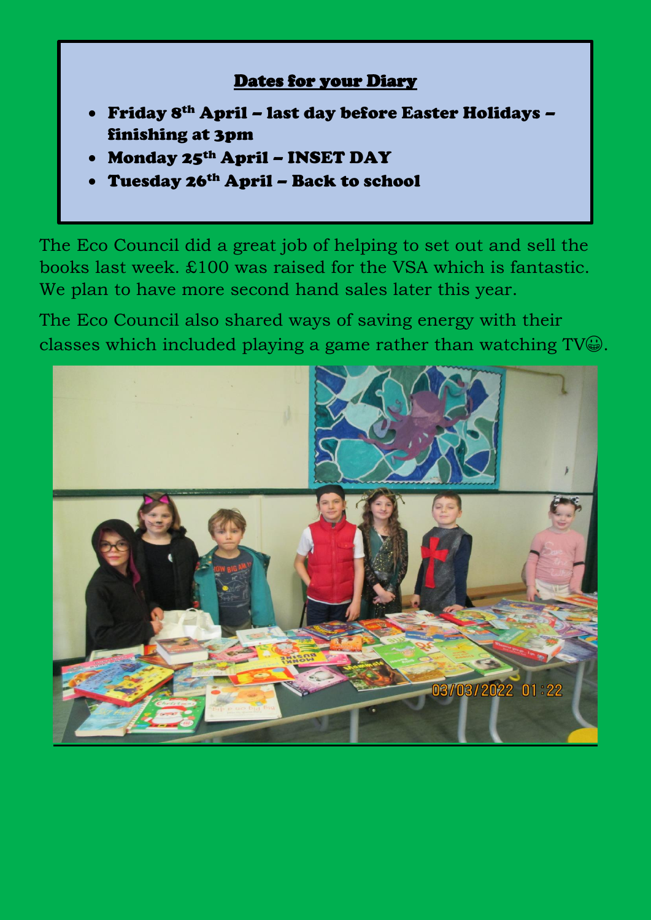## Dates for your Diary

- **Friday 8th April – last day before Easter Holidays – finishing at 3pm**
- **Monday 25th April – INSET DAY**
- **Tuesday 26th April – Back to school**

The Eco Council did a great job of helping to set out and sell the books last week. £100 was raised for the VSA which is fantastic. We plan to have more second hand sales later this year.

The Eco Council also shared ways of saving energy with their classes which included playing a game rather than watching TV😀.